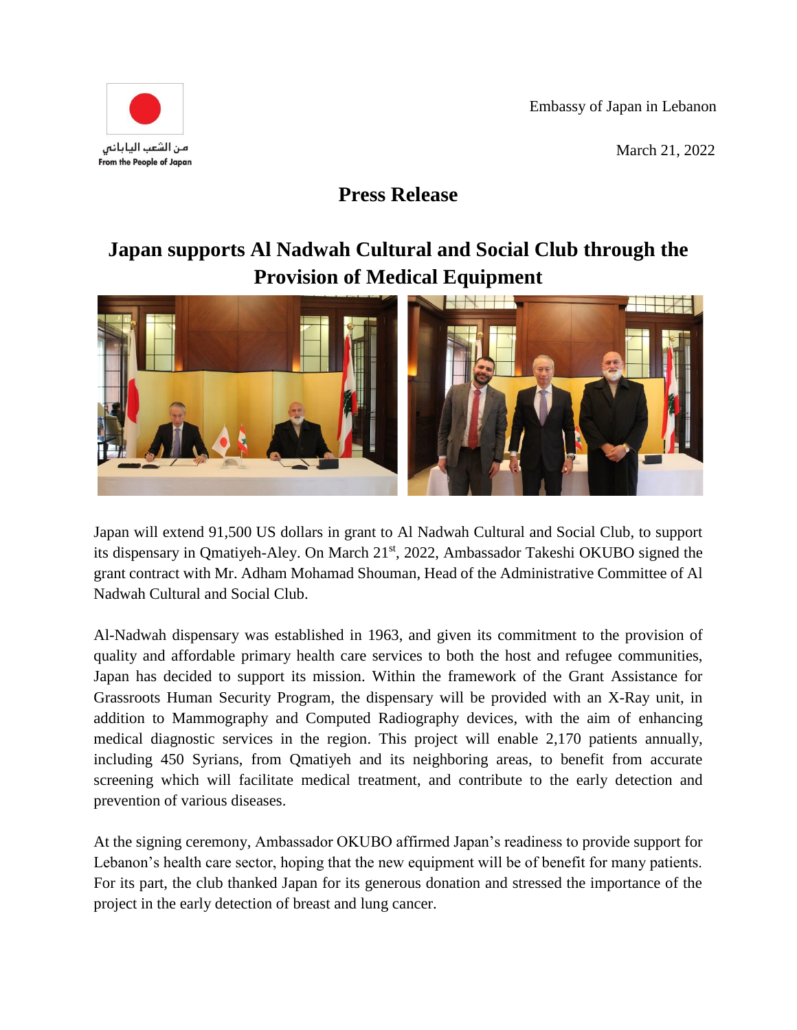مـن الشعب الياباني
From the People of Japan

Embassy of Japan in Lebanon

March 21, 2022

# Press Release

## Japan supports Al Nadwah Cultural and Social Club through the Provision of Medical Equipment

Japan will extend 91,500 US dollars in grant to Al Nadwah Cultural and Social Club, to support its dispensary in Qmatiyeh-Aley. On March 21st, 2022, Ambassador Takeshi OKUBO signed the grant contract with Mr. Adham Mohamad Shouman, Head of the Administrative Committee of Al Nadwah Cultural and Social Club.

Al-Nadwah dispensary was established in 1963, and given its commitment to the provision of quality and affordable primary health care services to both the host and refugee communities, Japan has decided to support its mission. Within the framework of the Grant Assistance for Grassroots Human Security Program, the dispensary will be provided with an X-Ray unit, in addition to Mammography and Computed Radiography devices, with the aim of enhancing medical diagnostic services in the region. This project will enable 2,170 patients annually, including 450 Syrians, from Qmatiyeh and its neighboring areas, to benefit from accurate screening which will facilitate medical treatment, and contribute to the early detection and prevention of various diseases.

At the signing ceremony, Ambassador OKUBO affirmed Japan's readiness to provide support for Lebanon's health care sector, hoping that the new equipment will be of benefit for many patients. For its part, the club thanked Japan for its generous donation and stressed the importance of the project in the early detection of breast and lung cancer.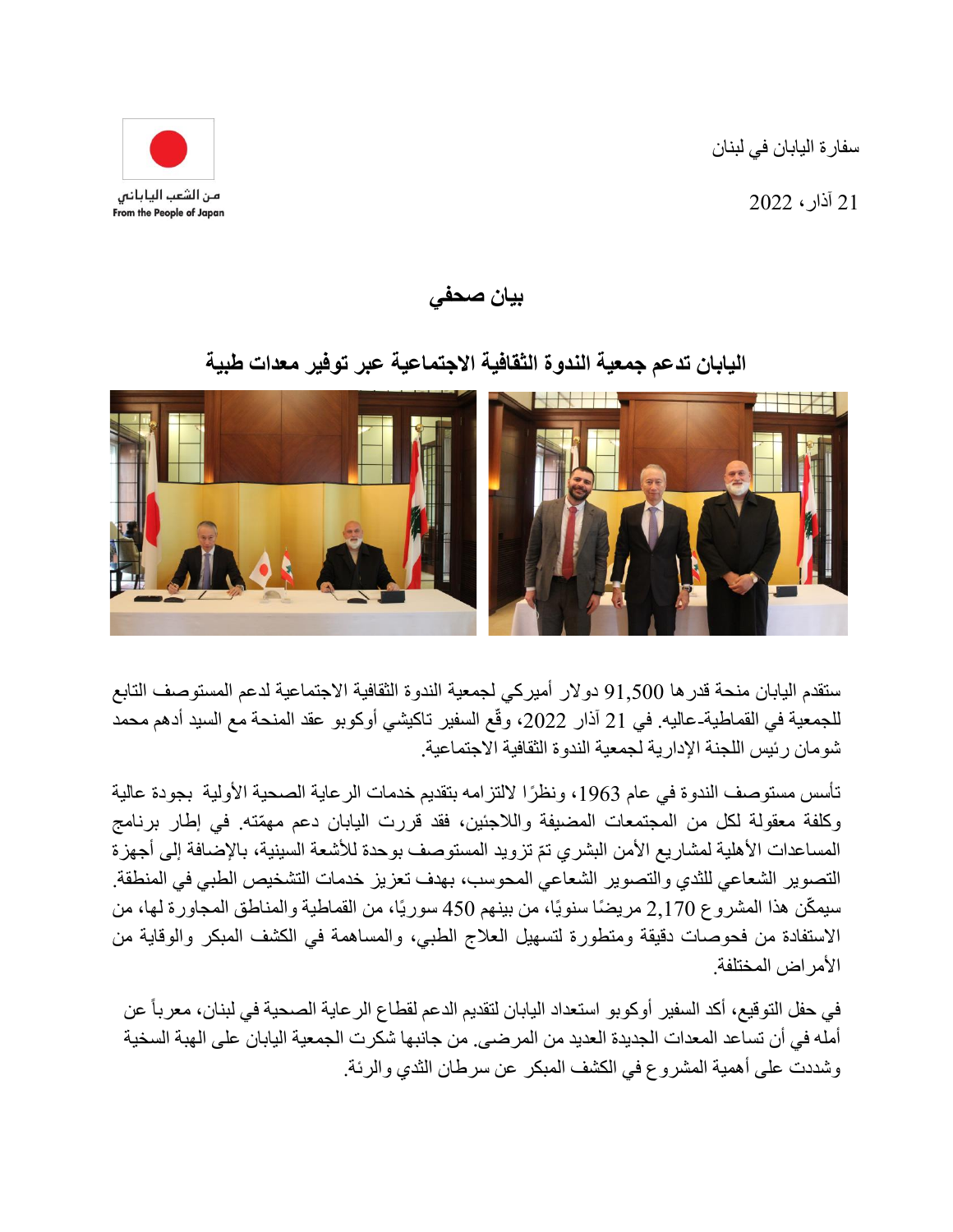سفارة اليابان في لبنان

21 آذار، 2022

من الشعب الياباني
From the People of Japan

# بيان صحفي

## اليابان تدعم جمعية الندوة الثقافية الاجتماعية عبر توفير معدات طبية

ستقدم اليابان منحة قدرها 91,500 دولار أميركي لجمعية الندوة الثقافية الاجتماعية لدعم المستوصف التابع للجمعية في القماطية-عاليه. في 21 آذار 2022، وقّع السفير تاكيشي أوكوبو عقد المنحة مع السيد أدهم محمد شومان رئيس اللجنة الإدارية لجمعية الندوة الثقافية الاجتماعية.

تأسس مستوصف الندوة في عام 1963، ونظرًا لالتزامه بتقديم خدمات الرعاية الصحية الأولية بجودة عالية وكلفة معقولة لكل من المجتمعات المضيفة واللاجئين، فقد قررت اليابان دعم مهمّته. في إطار برنامج المساعدات الأهلية لمشاريع الأمن البشري تمّ تزويد المستوصف بوحدة للأشعة السينية، بالإضافة إلى أجهزة التصوير الشعاعي للثدي والتصوير الشعاعي المحوسب، بهدف تعزيز خدمات التشخيص الطبي في المنطقة. سيمكّن هذا المشروع 2,170 مريضًا سنويًا، من بينهم 450 سوريًا، من القماطية والمناطق المجاورة لها، من الاستفادة من فحوصات دقيقة ومتطورة لتسهيل العلاج الطبي، والمساهمة في الكشف المبكر والوقاية من الأمراض المختلفة.

في حفل التوقيع، أكد السفير أوكوبو استعداد اليابان لتقديم الدعم لقطاع الرعاية الصحية في لبنان، معرباً عن أمله في أن تساعد المعدات الجديدة العديد من المرضى. من جانبها شكرت الجمعية اليابان على الهبة السخية وشددت على أهمية المشروع في الكشف المبكر عن سرطان الثدي والرئة.